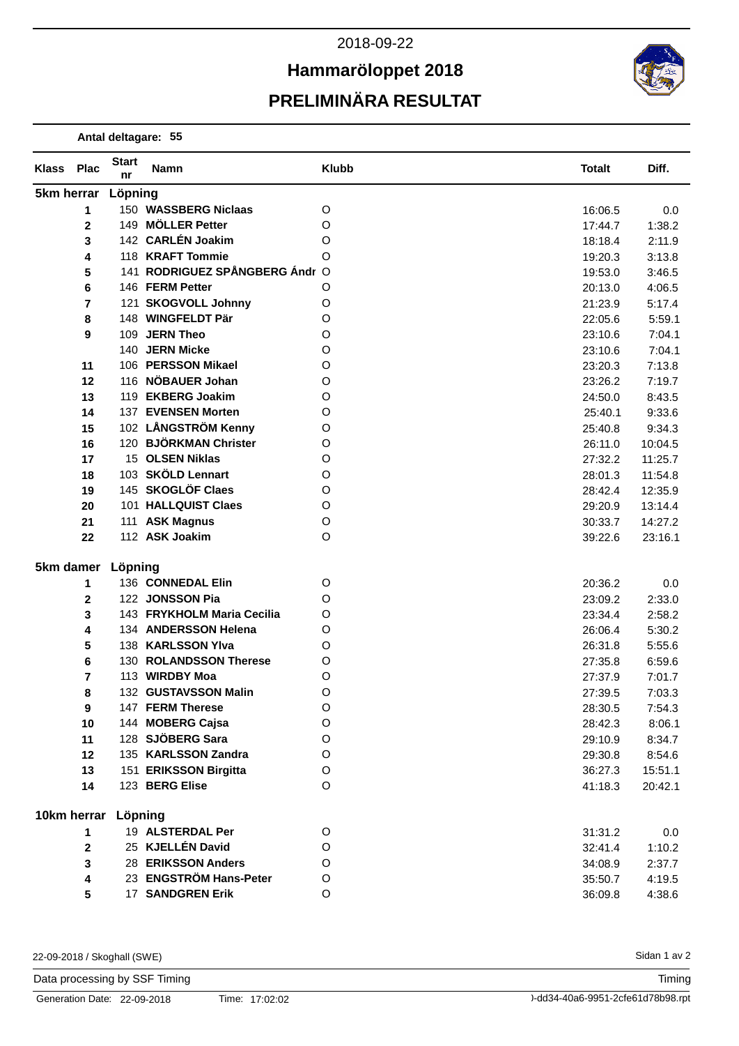2018-09-22

# Hammaröloppet 2018

## PRELIMINÄRA RESULTAT

**Antal deltagare: 55**

| Klass | Plac | Start nr | Namn | Klubb | Totalt | Diff. |
|---|---|---|---|---|---|---|
| **5km herrar** | **Löpning** | | | | | |
| | **1** | 150 | **WASSBERG Niclaas** | O | 16:06.5 | 0.0 |
| | **2** | 149 | **MÖLLER Petter** | O | 17:44.7 | 1:38.2 |
| | **3** | 142 | **CARLÉN Joakim** | O | 18:18.4 | 2:11.9 |
| | **4** | 118 | **KRAFT Tommie** | O | 19:20.3 | 3:13.8 |
| | **5** | 141 | **RODRIGUEZ SPÅNGBERG Ándr** | O | 19:53.0 | 3:46.5 |
| | **6** | 146 | **FERM Petter** | O | 20:13.0 | 4:06.5 |
| | **7** | 121 | **SKOGVOLL Johnny** | O | 21:23.9 | 5:17.4 |
| | **8** | 148 | **WINGFELDT Pär** | O | 22:05.6 | 5:59.1 |
| | **9** | 109 | **JERN Theo** | O | 23:10.6 | 7:04.1 |
| | | 140 | **JERN Micke** | O | 23:10.6 | 7:04.1 |
| | **11** | 106 | **PERSSON Mikael** | O | 23:20.3 | 7:13.8 |
| | **12** | 116 | **NÖBAUER Johan** | O | 23:26.2 | 7:19.7 |
| | **13** | 119 | **EKBERG Joakim** | O | 24:50.0 | 8:43.5 |
| | **14** | 137 | **EVENSEN Morten** | O | 25:40.1 | 9:33.6 |
| | **15** | 102 | **LÅNGSTRÖM Kenny** | O | 25:40.8 | 9:34.3 |
| | **16** | 120 | **BJÖRKMAN Christer** | O | 26:11.0 | 10:04.5 |
| | **17** | 15 | **OLSEN Niklas** | O | 27:32.2 | 11:25.7 |
| | **18** | 103 | **SKÖLD Lennart** | O | 28:01.3 | 11:54.8 |
| | **19** | 145 | **SKOGLÖF Claes** | O | 28:42.4 | 12:35.9 |
| | **20** | 101 | **HALLQUIST Claes** | O | 29:20.9 | 13:14.4 |
| | **21** | 111 | **ASK Magnus** | O | 30:33.7 | 14:27.2 |
| | **22** | 112 | **ASK Joakim** | O | 39:22.6 | 23:16.1 |
| **5km damer** | **Löpning** | | | | | |
| | **1** | 136 | **CONNEDAL Elin** | O | 20:36.2 | 0.0 |
| | **2** | 122 | **JONSSON Pia** | O | 23:09.2 | 2:33.0 |
| | **3** | 143 | **FRYKHOLM Maria Cecilia** | O | 23:34.4 | 2:58.2 |
| | **4** | 134 | **ANDERSSON Helena** | O | 26:06.4 | 5:30.2 |
| | **5** | 138 | **KARLSSON Ylva** | O | 26:31.8 | 5:55.6 |
| | **6** | 130 | **ROLANDSSON Therese** | O | 27:35.8 | 6:59.6 |
| | **7** | 113 | **WIRDBY Moa** | O | 27:37.9 | 7:01.7 |
| | **8** | 132 | **GUSTAVSSON Malin** | O | 27:39.5 | 7:03.3 |
| | **9** | 147 | **FERM Therese** | O | 28:30.5 | 7:54.3 |
| | **10** | 144 | **MOBERG Cajsa** | O | 28:42.3 | 8:06.1 |
| | **11** | 128 | **SJÖBERG Sara** | O | 29:10.9 | 8:34.7 |
| | **12** | 135 | **KARLSSON Zandra** | O | 29:30.8 | 8:54.6 |
| | **13** | 151 | **ERIKSSON Birgitta** | O | 36:27.3 | 15:51.1 |
| | **14** | 123 | **BERG Elise** | O | 41:18.3 | 20:42.1 |
| **10km herrar** | **Löpning** | | | | | |
| | **1** | 19 | **ALSTERDAL Per** | O | 31:31.2 | 0.0 |
| | **2** | 25 | **KJELLÉN David** | O | 32:41.4 | 1:10.2 |
| | **3** | 28 | **ERIKSSON Anders** | O | 34:08.9 | 2:37.7 |
| | **4** | 23 | **ENGSTRÖM Hans-Peter** | O | 35:50.7 | 4:19.5 |
| | **5** | 17 | **SANDGREN Erik** | O | 36:09.8 | 4:38.6 |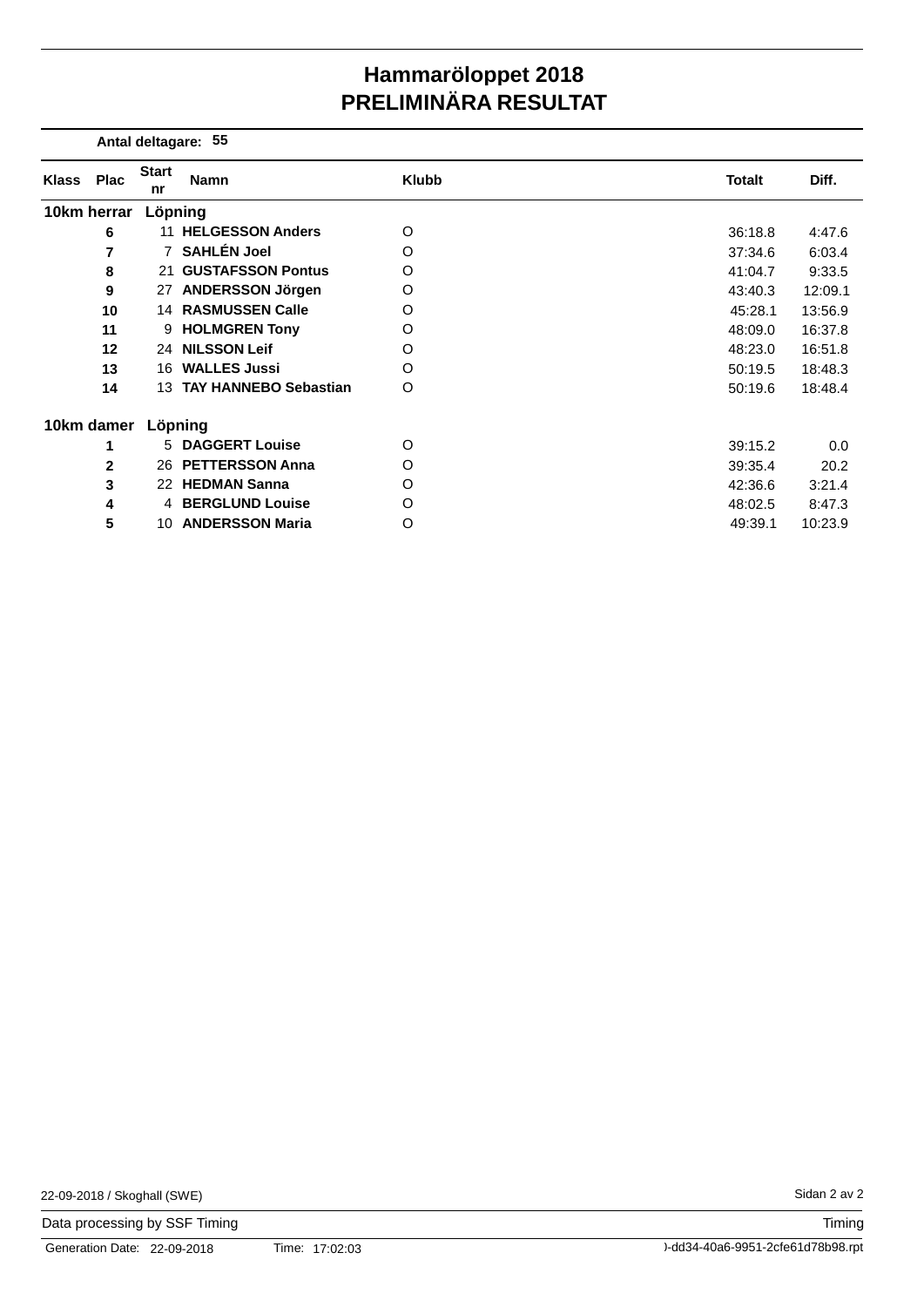# Hammaröloppet 2018
## PRELIMINÄRA RESULTAT

**Antal deltagare: 55**

| Klass | Plac | Start nr | Namn | Klubb | Totalt | Diff. |
|---|---|---|---|---|---|---|
| **10km herrar** | **Löpning** | | | | | |
| | **6** | 11 | **HELGESSON Anders** | O | 36:18.8 | 4:47.6 |
| | **7** | 7 | **SAHLÉN Joel** | O | 37:34.6 | 6:03.4 |
| | **8** | 21 | **GUSTAFSSON Pontus** | O | 41:04.7 | 9:33.5 |
| | **9** | 27 | **ANDERSSON Jörgen** | O | 43:40.3 | 12:09.1 |
| | **10** | 14 | **RASMUSSEN Calle** | O | 45:28.1 | 13:56.9 |
| | **11** | 9 | **HOLMGREN Tony** | O | 48:09.0 | 16:37.8 |
| | **12** | 24 | **NILSSON Leif** | O | 48:23.0 | 16:51.8 |
| | **13** | 16 | **WALLES Jussi** | O | 50:19.5 | 18:48.3 |
| | **14** | 13 | **TAY HANNEBO Sebastian** | O | 50:19.6 | 18:48.4 |
| **10km damer** | **Löpning** | | | | | |
| | **1** | 5 | **DAGGERT Louise** | O | 39:15.2 | 0.0 |
| | **2** | 26 | **PETTERSSON Anna** | O | 39:35.4 | 20.2 |
| | **3** | 22 | **HEDMAN Sanna** | O | 42:36.6 | 3:21.4 |
| | **4** | 4 | **BERGLUND Louise** | O | 48:02.5 | 8:47.3 |
| | **5** | 10 | **ANDERSSON Maria** | O | 49:39.1 | 10:23.9 |

22-09-2018 / Skoghall (SWE)

Data processing by SSF Timing — Timing

Generation Date: 22-09-2018 Time: 17:02:03 )-dd34-40a6-9951-2cfe61d78b98.rpt